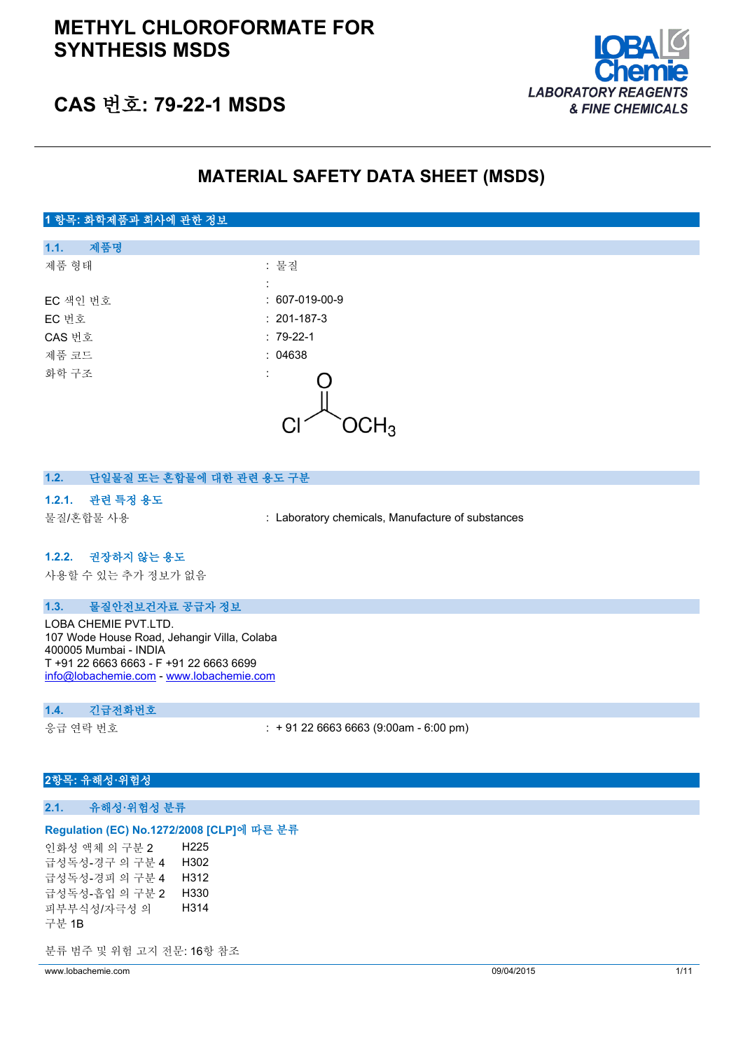# METHYL CHLOROFORMATE FOR SYNTHESIS MSDS

## CAS 번호: 79-22-1 MSDS

LOBA Chemie
LABORATORY REAGENTS & FINE CHEMICALS

## MATERIAL SAFETY DATA SHEET (MSDS)

### 1 항목: 화학제품과 회사에 관한 정보

#### 1.1. 제품명

| | |
|---|---|
| 제품 형태 | : 물질 |
| | : |
| EC 색인 번호 | : 607-019-00-9 |
| EC 번호 | : 201-187-3 |
| CAS 번호 | : 79-22-1 |
| 제품 코드 | : 04638 |
| 화학 구조 | : |

$Cl-C(=O)-OCH_3$

#### 1.2. 단일물질 또는 혼합물에 대한 관련 용도 구분

##### 1.2.1. 관련 특정 용도

물질/혼합물 사용 : Laboratory chemicals, Manufacture of substances

##### 1.2.2. 권장하지 않는 용도

사용할 수 있는 추가 정보가 없음

#### 1.3. 물질안전보건자료 공급자 정보

LOBA CHEMIE PVT.LTD.
107 Wode House Road, Jehangir Villa, Colaba
400005 Mumbai - INDIA
T +91 22 6663 6663 - F +91 22 6663 6699
info@lobachemie.com - www.lobachemie.com

#### 1.4. 긴급전화번호

응급 연락 번호 : + 91 22 6663 6663 (9:00am - 6:00 pm)

### 2항목: 유해성·위험성

#### 2.1. 유해성·위험성 분류

**Regulation (EC) No.1272/2008 [CLP]에 따른 분류**

| | |
|---|---|
| 인화성 액체 의 구분 2 | H225 |
| 급성독성-경구 의 구분 4 | H302 |
| 급성독성-경피 의 구분 4 | H312 |
| 급성독성-흡입 의 구분 2 | H330 |
| 피부부식성/자극성 의 구분 1B | H314 |

분류 범주 및 위험 고지 전문: 16항 참조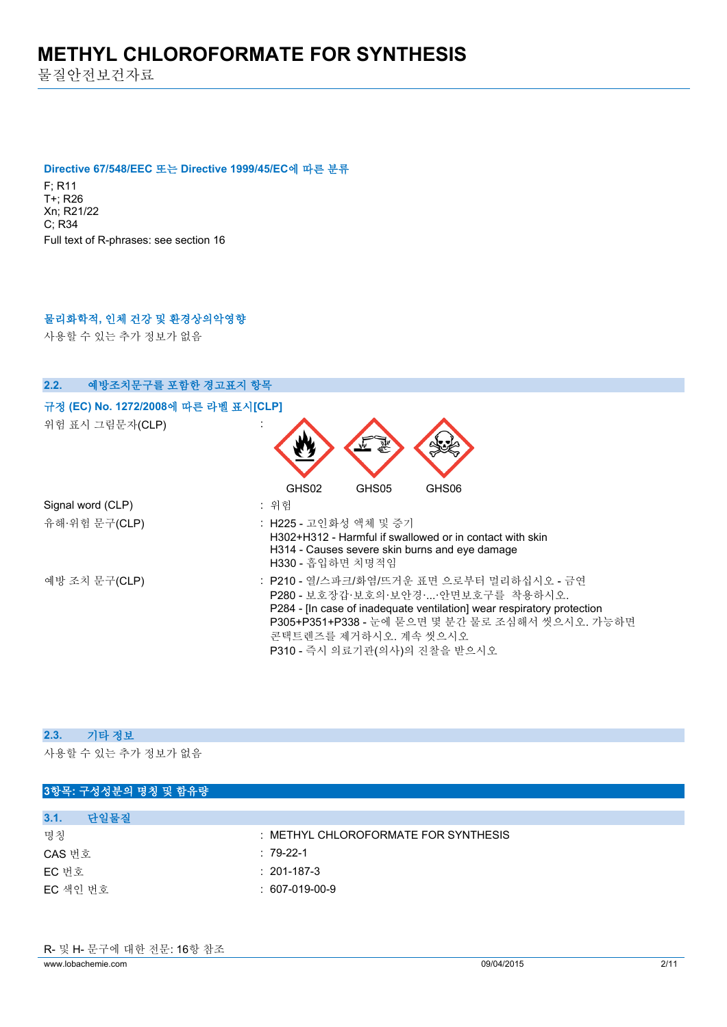### Directive 67/548/EEC 또는 Directive 1999/45/EC에 따른 분류

F; R11
T+; R26
Xn; R21/22
C; R34
Full text of R-phrases: see section 16

### 물리화학적, 인체 건강 및 환경상의악영향

사용할 수 있는 추가 정보가 없음

## 2.2. 예방조치문구를 포함한 경고표지 항목

### 규정 (EC) No. 1272/2008에 따른 라벨 표시[CLP]

| | |
|---|---|
| 위험 표시 그림문자(CLP) | : GHS02 GHS05 GHS06 |
| Signal word (CLP) | : 위험 |
| 유해·위험 문구(CLP) | : H225 - 고인화성 액체 및 증기<br>H302+H312 - Harmful if swallowed or in contact with skin<br>H314 - Causes severe skin burns and eye damage<br>H330 - 흡입하면 치명적임 |
| 예방 조치 문구(CLP) | : P210 - 열/스파크/화염/뜨거운 표면 으로부터 멀리하십시오 - 금연<br>P280 - 보호장갑·보호의·보안경·...·안면보호구를 착용하시오.<br>P284 - [In case of inadequate ventilation] wear respiratory protection<br>P305+P351+P338 - 눈에 묻으면 몇 분간 물로 조심해서 씻으시오. 가능하면 콘택트렌즈를 제거하시오. 계속 씻으시오<br>P310 - 즉시 의료기관(의사)의 진찰을 받으시오 |

## 2.3. 기타 정보

사용할 수 있는 추가 정보가 없음

# 3항목: 구성성분의 명칭 및 함유량

## 3.1. 단일물질

| | |
|---|---|
| 명칭 | : METHYL CHLOROFORMATE FOR SYNTHESIS |
| CAS 번호 | : 79-22-1 |
| EC 번호 | : 201-187-3 |
| EC 색인 번호 | : 607-019-00-9 |

R- 및 H- 문구에 대한 전문: 16항 참조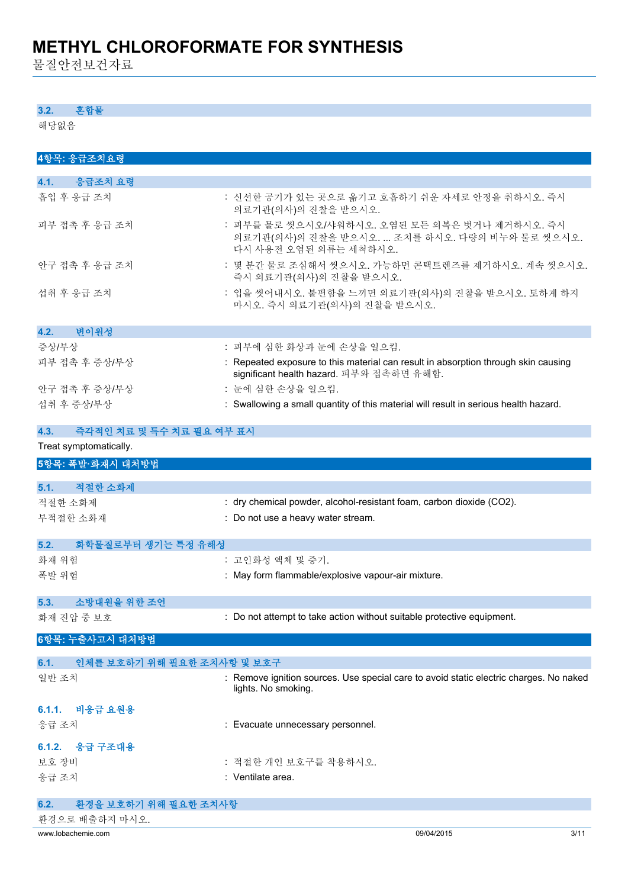### 3.2. 혼합물

해당없음

## 4항목: 응급조치요령

### 4.1. 응급조치 요령

| | |
|---|---|
| 흡입 후 응급 조치 | : 신선한 공기가 있는 곳으로 옮기고 호흡하기 쉬운 자세로 안정을 취하시오. 즉시 의료기관(의사)의 진찰을 받으시오. |
| 피부 접촉 후 응급 조치 | : 피부를 물로 씻으시오/샤워하시오. 오염된 모든 의복은 벗거나 제거하시오. 즉시 의료기관(의사)의 진찰을 받으시오. ... 조치를 하시오. 다량의 비누와 물로 씻으시오. 다시 사용전 오염된 의류는 세척하시오. |
| 안구 접촉 후 응급 조치 | : 몇 분간 물로 조심해서 씻으시오. 가능하면 콘택트렌즈를 제거하시오. 계속 씻으시오. 즉시 의료기관(의사)의 진찰을 받으시오. |
| 섭취 후 응급 조치 | : 입을 씻어내시오. 불편함을 느끼면 의료기관(의사)의 진찰을 받으시오. 토하게 하지 마시오. 즉시 의료기관(의사)의 진찰을 받으시오. |

### 4.2. 변이원성

| | |
|---|---|
| 증상/부상 | : 피부에 심한 화상과 눈에 손상을 일으킴. |
| 피부 접촉 후 증상/부상 | : Repeated exposure to this material can result in absorption through skin causing significant health hazard. 피부와 접촉하면 유해함. |
| 안구 접촉 후 증상/부상 | : 눈에 심한 손상을 일으킴. |
| 섭취 후 증상/부상 | : Swallowing a small quantity of this material will result in serious health hazard. |

### 4.3. 즉각적인 치료 및 특수 치료 필요 여부 표시

Treat symptomatically.

## 5항목: 폭발·화재시 대처방법

### 5.1. 적절한 소화제

| | |
|---|---|
| 적절한 소화제 | : dry chemical powder, alcohol-resistant foam, carbon dioxide ($CO_2$). |
| 부적절한 소화재 | : Do not use a heavy water stream. |

### 5.2. 화학물질로부터 생기는 특정 유해성

| | |
|---|---|
| 화재 위험 | : 고인화성 액체 및 증기. |
| 폭발 위험 | : May form flammable/explosive vapour-air mixture. |

### 5.3. 소방대원을 위한 조언

| | |
|---|---|
| 화재 진압 중 보호 | : Do not attempt to take action without suitable protective equipment. |

## 6항목: 누출사고시 대처방법

### 6.1. 인체를 보호하기 위해 필요한 조치사항 및 보호구

| | |
|---|---|
| 일반 조치 | : Remove ignition sources. Use special care to avoid static electric charges. No naked lights. No smoking. |

#### 6.1.1. 비응급 요원용

| | |
|---|---|
| 응급 조치 | : Evacuate unnecessary personnel. |

#### 6.1.2. 응급 구조대용

| | |
|---|---|
| 보호 장비 | : 적절한 개인 보호구를 착용하시오. |
| 응급 조치 | : Ventilate area. |

### 6.2. 환경을 보호하기 위해 필요한 조치사항

환경으로 배출하지 마시오.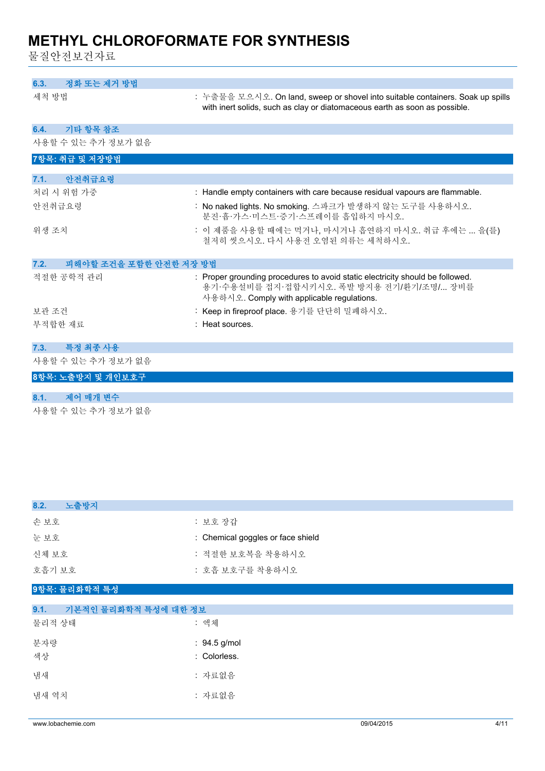### 6.3. 정화 또는 제거 방법

| | |
|---|---|
| 세척 방법 | : 누출물을 모으시오. On land, sweep or shovel into suitable containers. Soak up spills with inert solids, such as clay or diatomaceous earth as soon as possible. |

### 6.4. 기타 항목 참조

사용할 수 있는 추가 정보가 없음

## 7항목: 취급 및 저장방법

### 7.1. 안전취급요령

| | |
|---|---|
| 처리 시 위험 가중 | : Handle empty containers with care because residual vapours are flammable. |
| 안전취급요령 | : No naked lights. No smoking. 스파크가 발생하지 않는 도구를 사용하시오. 분진·흄·가스·미스트·증기·스프레이를 흡입하지 마시오. |
| 위생 조치 | : 이 제품을 사용할 때에는 먹거나, 마시거나 흡연하지 마시오. 취급 후에는 ... 을(를) 철저히 씻으시오. 다시 사용전 오염된 의류는 세척하시오. |

### 7.2. 피해야할 조건을 포함한 안전한 저장 방법

| | |
|---|---|
| 적절한 공학적 관리 | : Proper grounding procedures to avoid static electricity should be followed. 용기·수용설비를 접지·접합시키시오. 폭발 방지용 전기/환기/조명/... 장비를 사용하시오. Comply with applicable regulations. |
| 보관 조건 | : Keep in fireproof place. 용기를 단단히 밀폐하시오. |
| 부적합한 재료 | : Heat sources. |

### 7.3. 특정 최종 사용

사용할 수 있는 추가 정보가 없음

## 8항목: 노출방지 및 개인보호구

### 8.1. 제어 매개 변수

사용할 수 있는 추가 정보가 없음

### 8.2. 노출방지

| | |
|---|---|
| 손 보호 | : 보호 장갑 |
| 눈 보호 | : Chemical goggles or face shield |
| 신체 보호 | : 적절한 보호복을 착용하시오 |
| 호흡기 보호 | : 호흡 보호구를 착용하시오 |

## 9항목: 물리화학적 특성

### 9.1. 기본적인 물리화학적 특성에 대한 정보

| | |
|---|---|
| 물리적 상태 | : 액체 |
| 분자량 | : 94.5 g/mol |
| 색상 | : Colorless. |
| 냄새 | : 자료없음 |
| 냄새 역치 | : 자료없음 |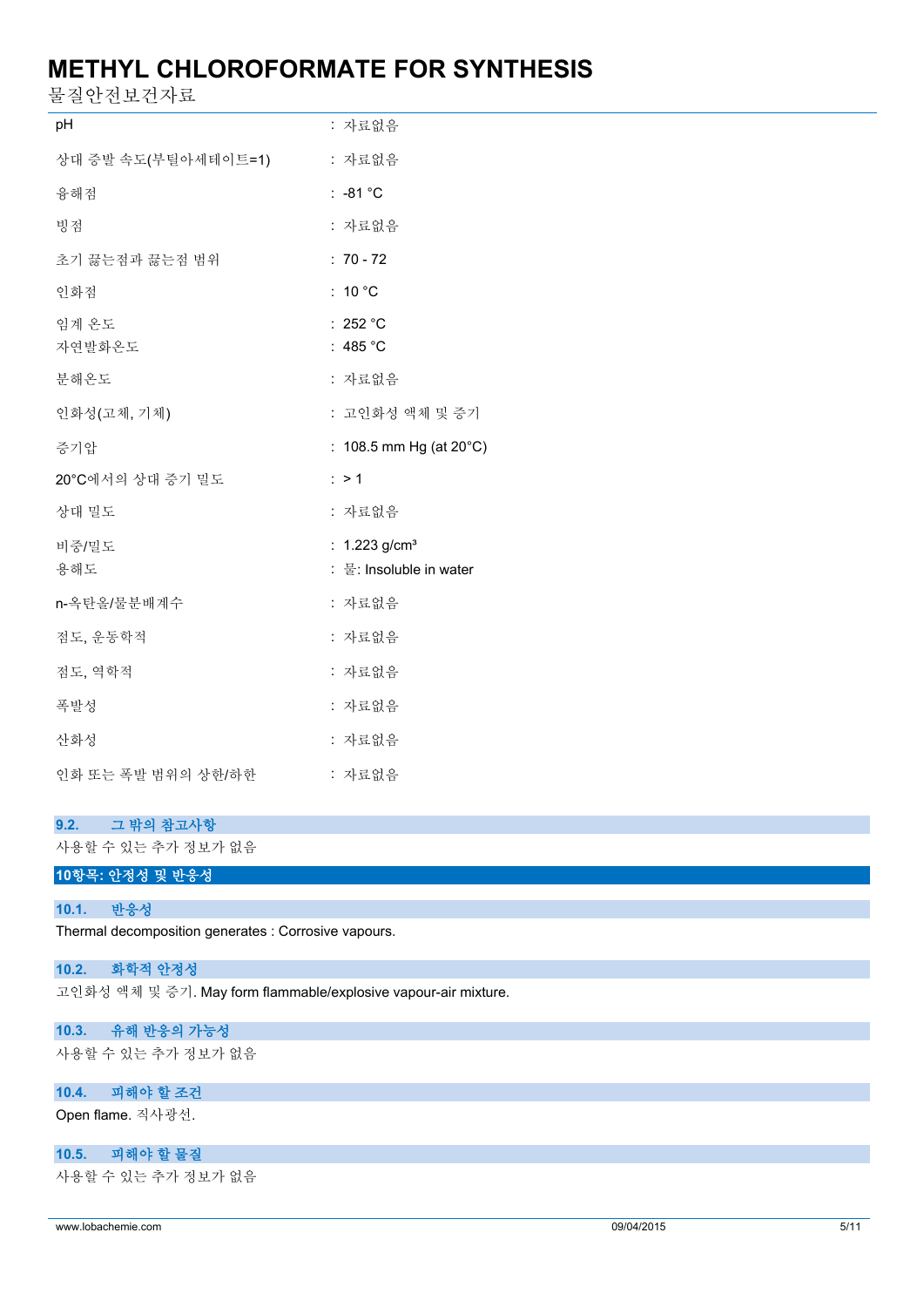| | |
|---|---|
| pH | : 자료없음 |
| 상대 증발 속도(부틸아세테이트=1) | : 자료없음 |
| 융해점 | : -81 °C |
| 빙점 | : 자료없음 |
| 초기 끓는점과 끓는점 범위 | : 70 - 72 |
| 인화점 | : 10 °C |
| 임계 온도 | : 252 °C |
| 자연발화온도 | : 485 °C |
| 분해온도 | : 자료없음 |
| 인화성(고체, 기체) | : 고인화성 액체 및 증기 |
| 증기압 | : 108.5 mm Hg (at 20°C) |
| 20°C에서의 상대 증기 밀도 | : > 1 |
| 상대 밀도 | : 자료없음 |
| 비중/밀도 | : 1.223 g/cm³ |
| 용해도 | : 물: Insoluble in water |
| n-옥탄올/물분배계수 | : 자료없음 |
| 점도, 운동학적 | : 자료없음 |
| 점도, 역학적 | : 자료없음 |
| 폭발성 | : 자료없음 |
| 산화성 | : 자료없음 |
| 인화 또는 폭발 범위의 상한/하한 | : 자료없음 |

### 9.2. 그 밖의 참고사항

사용할 수 있는 추가 정보가 없음

## 10항목: 안정성 및 반응성

### 10.1. 반응성

Thermal decomposition generates : Corrosive vapours.

### 10.2. 화학적 안정성

고인화성 액체 및 증기. May form flammable/explosive vapour-air mixture.

### 10.3. 유해 반응의 가능성

사용할 수 있는 추가 정보가 없음

### 10.4. 피해야 할 조건

Open flame. 직사광선.

### 10.5. 피해야 할 물질

사용할 수 있는 추가 정보가 없음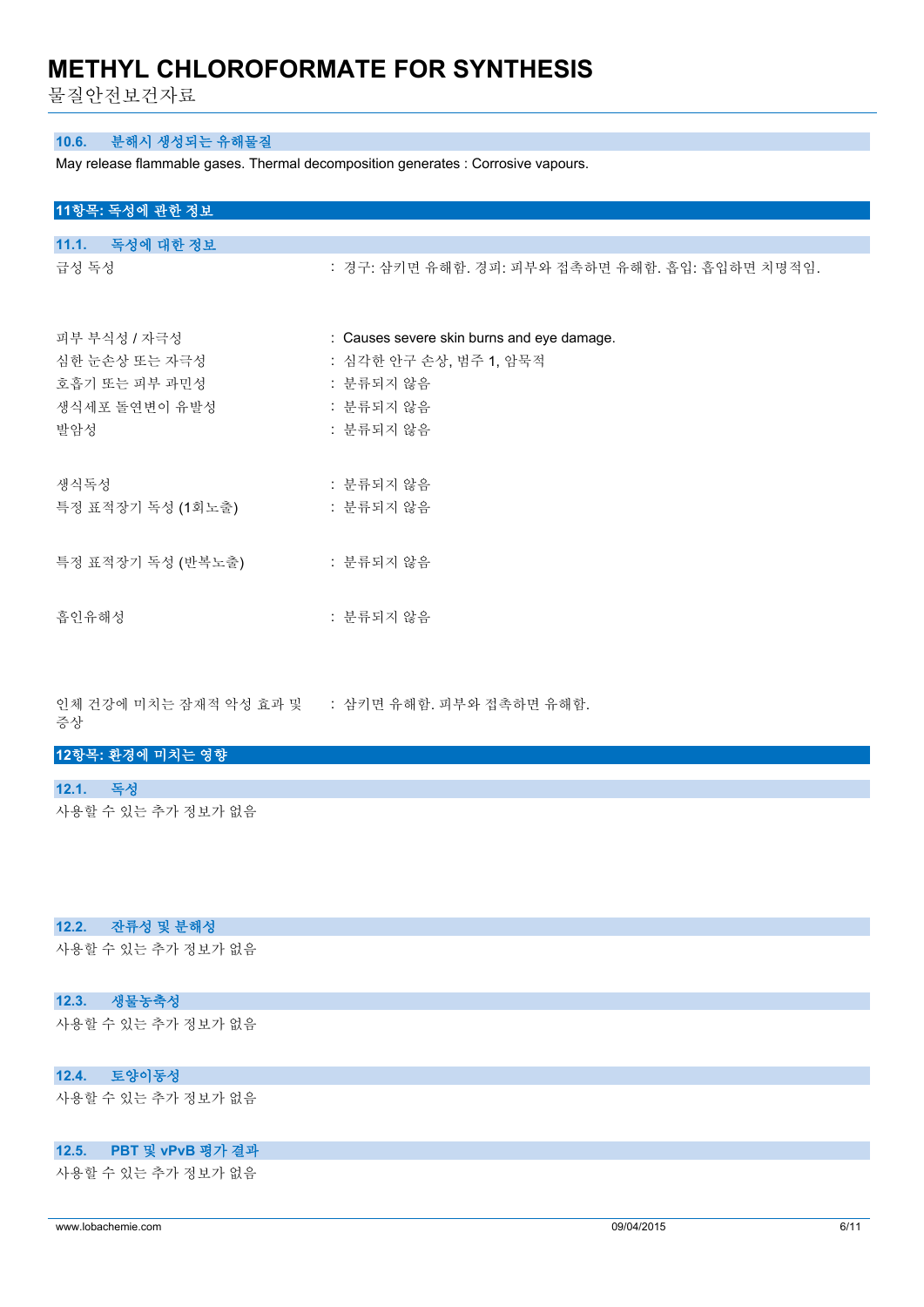### 10.6. 분해시 생성되는 유해물질

May release flammable gases. Thermal decomposition generates : Corrosive vapours.

## 11항목: 독성에 관한 정보

### 11.1. 독성에 대한 정보

| | |
|---|---|
| 급성 독성 | : 경구: 삼키면 유해함. 경피: 피부와 접촉하면 유해함. 흡입: 흡입하면 치명적임. |
| 피부 부식성 / 자극성 | : Causes severe skin burns and eye damage. |
| 심한 눈손상 또는 자극성 | : 심각한 안구 손상, 범주 1, 암묵적 |
| 호흡기 또는 피부 과민성 | : 분류되지 않음 |
| 생식세포 돌연변이 유발성 | : 분류되지 않음 |
| 발암성 | : 분류되지 않음 |
| 생식독성 | : 분류되지 않음 |
| 특정 표적장기 독성 (1회노출) | : 분류되지 않음 |
| 특정 표적장기 독성 (반복노출) | : 분류되지 않음 |
| 흡인유해성 | : 분류되지 않음 |
| 인체 건강에 미치는 잠재적 악성 효과 및 증상 | : 삼키면 유해함. 피부와 접촉하면 유해함. |

## 12항목: 환경에 미치는 영향

### 12.1. 독성

사용할 수 있는 추가 정보가 없음

### 12.2. 잔류성 및 분해성

사용할 수 있는 추가 정보가 없음

### 12.3. 생물농축성

사용할 수 있는 추가 정보가 없음

### 12.4. 토양이동성

사용할 수 있는 추가 정보가 없음

### 12.5. PBT 및 vPvB 평가 결과

사용할 수 있는 추가 정보가 없음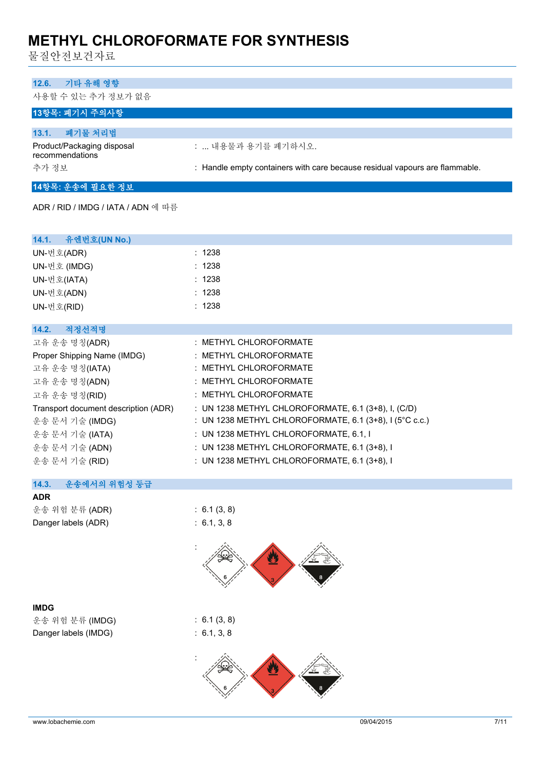### 12.6. 기타 유해 영향

사용할 수 있는 추가 정보가 없음

## 13항목: 폐기시 주의사항

### 13.1. 폐기물 처리법

| | |
|---|---|
| Product/Packaging disposal recommendations | : ... 내용물과 용기를 폐기하시오. |
| 추가 정보 | : Handle empty containers with care because residual vapours are flammable. |

## 14항목: 운송에 필요한 정보

ADR / RID / IMDG / IATA / ADN 에 따름

### 14.1. 유엔번호(UN No.)

| | |
|---|---|
| UN-번호(ADR) | : 1238 |
| UN-번호 (IMDG) | : 1238 |
| UN-번호(IATA) | : 1238 |
| UN-번호(ADN) | : 1238 |
| UN-번호(RID) | : 1238 |

### 14.2. 적정선적명

| | |
|---|---|
| 고유 운송 명칭(ADR) | : METHYL CHLOROFORMATE |
| Proper Shipping Name (IMDG) | : METHYL CHLOROFORMATE |
| 고유 운송 명칭(IATA) | : METHYL CHLOROFORMATE |
| 고유 운송 명칭(ADN) | : METHYL CHLOROFORMATE |
| 고유 운송 명칭(RID) | : METHYL CHLOROFORMATE |
| Transport document description (ADR) | : UN 1238 METHYL CHLOROFORMATE, 6.1 (3+8), I, (C/D) |
| 운송 문서 기술 (IMDG) | : UN 1238 METHYL CHLOROFORMATE, 6.1 (3+8), I (5°C c.c.) |
| 운송 문서 기술 (IATA) | : UN 1238 METHYL CHLOROFORMATE, 6.1, I |
| 운송 문서 기술 (ADN) | : UN 1238 METHYL CHLOROFORMATE, 6.1 (3+8), I |
| 운송 문서 기술 (RID) | : UN 1238 METHYL CHLOROFORMATE, 6.1 (3+8), I |

### 14.3. 운송에서의 위험성 등급

**ADR**

| | |
|---|---|
| 운송 위험 분류 (ADR) | : 6.1 (3, 8) |
| Danger labels (ADR) | : 6.1, 3, 8 |

**IMDG**

| | |
|---|---|
| 운송 위험 분류 (IMDG) | : 6.1 (3, 8) |
| Danger labels (IMDG) | : 6.1, 3, 8 |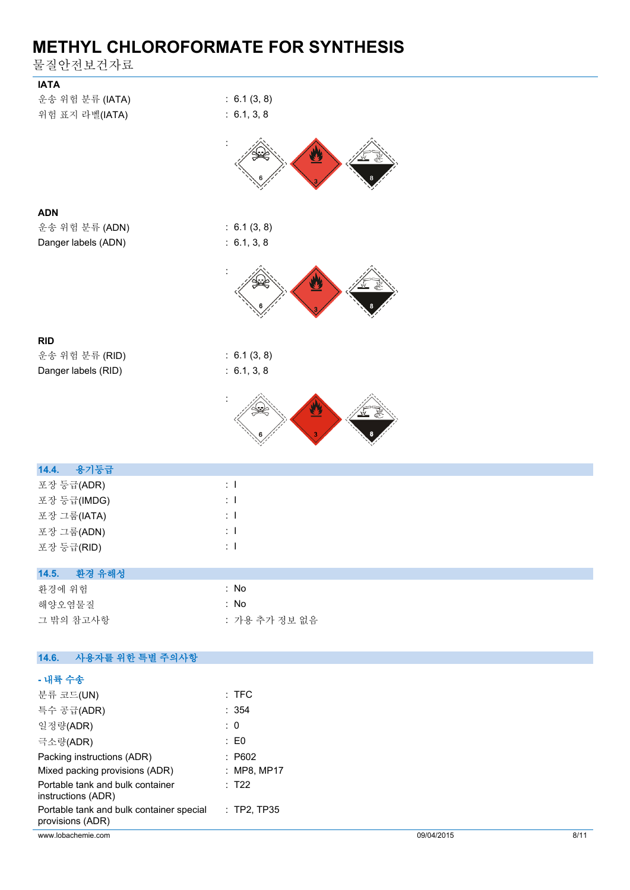**IATA**

| | |
|---|---|
| 운송 위험 분류 (IATA) | : 6.1 (3, 8) |
| 위험 표지 라벨(IATA) | : 6.1, 3, 8 |
| | : |

**ADN**

| | |
|---|---|
| 운송 위험 분류 (ADN) | : 6.1 (3, 8) |
| Danger labels (ADN) | : 6.1, 3, 8 |
| | : |

**RID**

| | |
|---|---|
| 운송 위험 분류 (RID) | : 6.1 (3, 8) |
| Danger labels (RID) | : 6.1, 3, 8 |
| | : |

## 14.4. 용기등급

| | |
|---|---|
| 포장 등급(ADR) | : I |
| 포장 등급(IMDG) | : I |
| 포장 그룹(IATA) | : I |
| 포장 그룹(ADN) | : I |
| 포장 등급(RID) | : I |

## 14.5. 환경 유해성

| | |
|---|---|
| 환경에 위험 | : No |
| 해양오염물질 | : No |
| 그 밖의 참고사항 | : 가용 추가 정보 없음 |

## 14.6. 사용자를 위한 특별 주의사항

**- 내륙 수송**

| | |
|---|---|
| 분류 코드(UN) | : TFC |
| 특수 공급(ADR) | : 354 |
| 일정량(ADR) | : 0 |
| 극소량(ADR) | : E0 |
| Packing instructions (ADR) | : P602 |
| Mixed packing provisions (ADR) | : MP8, MP17 |
| Portable tank and bulk container instructions (ADR) | : T22 |
| Portable tank and bulk container special provisions (ADR) | : TP2, TP35 |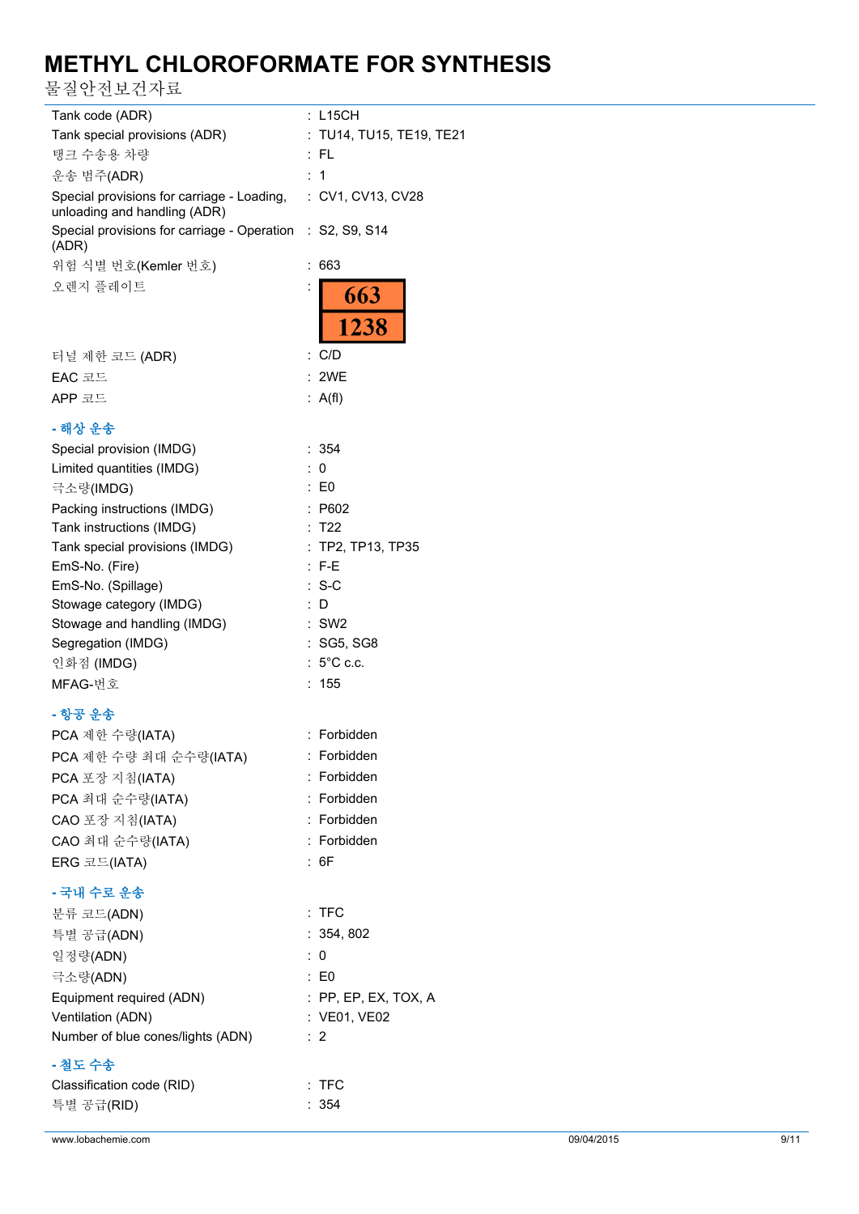| | |
|---|---|
| Tank code (ADR) | : L15CH |
| Tank special provisions (ADR) | : TU14, TU15, TE19, TE21 |
| 탱크 수송용 차량 | : FL |
| 운송 범주(ADR) | : 1 |
| Special provisions for carriage - Loading, unloading and handling (ADR) | : CV1, CV13, CV28 |
| Special provisions for carriage - Operation (ADR) | : S2, S9, S14 |
| 위험 식별 번호(Kemler 번호) | : 663 |
| 오렌지 플레이트 | : 663 / 1238 |
| 터널 제한 코드 (ADR) | : C/D |
| EAC 코드 | : 2WE |
| APP 코드 | : A(fl) |

**- 해상 운송**

| | |
|---|---|
| Special provision (IMDG) | : 354 |
| Limited quantities (IMDG) | : 0 |
| 극소량(IMDG) | : E0 |
| Packing instructions (IMDG) | : P602 |
| Tank instructions (IMDG) | : T22 |
| Tank special provisions (IMDG) | : TP2, TP13, TP35 |
| EmS-No. (Fire) | : F-E |
| EmS-No. (Spillage) | : S-C |
| Stowage category (IMDG) | : D |
| Stowage and handling (IMDG) | : SW2 |
| Segregation (IMDG) | : SG5, SG8 |
| 인화점 (IMDG) | : 5°C c.c. |
| MFAG-번호 | : 155 |

**- 항공 운송**

| | |
|---|---|
| PCA 제한 수량(IATA) | : Forbidden |
| PCA 제한 수량 최대 순수량(IATA) | : Forbidden |
| PCA 포장 지침(IATA) | : Forbidden |
| PCA 최대 순수량(IATA) | : Forbidden |
| CAO 포장 지침(IATA) | : Forbidden |
| CAO 최대 순수량(IATA) | : Forbidden |
| ERG 코드(IATA) | : 6F |

**- 국내 수로 운송**

| | |
|---|---|
| 분류 코드(ADN) | : TFC |
| 특별 공급(ADN) | : 354, 802 |
| 일정량(ADN) | : 0 |
| 극소량(ADN) | : E0 |
| Equipment required (ADN) | : PP, EP, EX, TOX, A |
| Ventilation (ADN) | : VE01, VE02 |
| Number of blue cones/lights (ADN) | : 2 |

**- 철도 수송**

| | |
|---|---|
| Classification code (RID) | : TFC |
| 특별 공급(RID) | : 354 |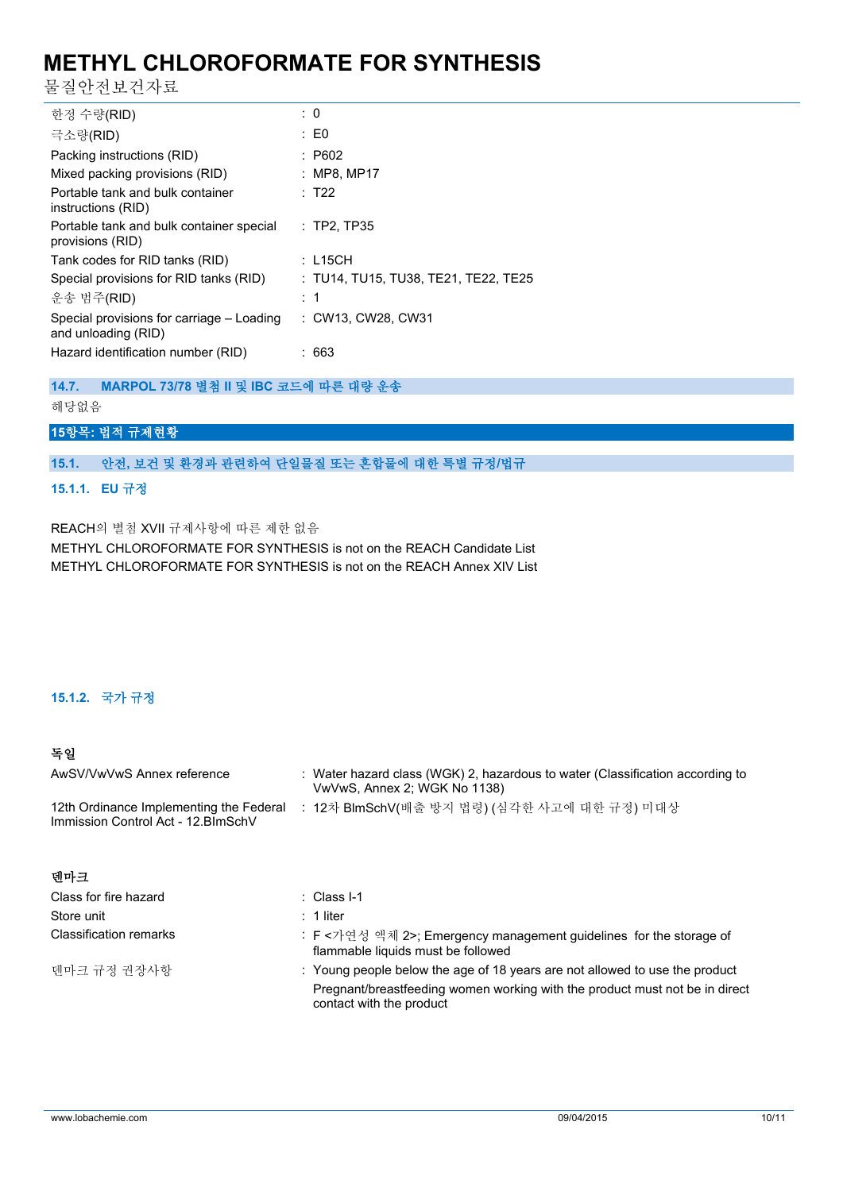| | |
|---|---|
| 한정 수량(RID) | : 0 |
| 극소량(RID) | : E0 |
| Packing instructions (RID) | : P602 |
| Mixed packing provisions (RID) | : MP8, MP17 |
| Portable tank and bulk container instructions (RID) | : T22 |
| Portable tank and bulk container special provisions (RID) | : TP2, TP35 |
| Tank codes for RID tanks (RID) | : L15CH |
| Special provisions for RID tanks (RID) | : TU14, TU15, TU38, TE21, TE22, TE25 |
| 운송 범주(RID) | : 1 |
| Special provisions for carriage – Loading and unloading (RID) | : CW13, CW28, CW31 |
| Hazard identification number (RID) | : 663 |

### 14.7. MARPOL 73/78 별첨 II 및 IBC 코드에 따른 대량 운송

해당없음

## 15항목: 법적 규제현황

### 15.1. 안전, 보건 및 환경과 관련하여 단일물질 또는 혼합물에 대한 특별 규정/법규

#### 15.1.1. EU 규정

REACH의 별첨 XVII 규제사항에 따른 제한 없음
METHYL CHLOROFORMATE FOR SYNTHESIS is not on the REACH Candidate List
METHYL CHLOROFORMATE FOR SYNTHESIS is not on the REACH Annex XIV List

#### 15.1.2. 국가 규정

**독일**

| | |
|---|---|
| AwSV/VwVwS Annex reference | : Water hazard class (WGK) 2, hazardous to water (Classification according to VwVwS, Annex 2; WGK No 1138) |
| 12th Ordinance Implementing the Federal Immission Control Act - 12.BImSchV | : 12차 BImSchV(배출 방지 법령) (심각한 사고에 대한 규정) 미대상 |

**덴마크**

| | |
|---|---|
| Class for fire hazard | : Class I-1 |
| Store unit | : 1 liter |
| Classification remarks | : F <가연성 액체 2>; Emergency management guidelines for the storage of flammable liquids must be followed |
| 덴마크 규정 권장사항 | : Young people below the age of 18 years are not allowed to use the product<br>Pregnant/breastfeeding women working with the product must not be in direct contact with the product |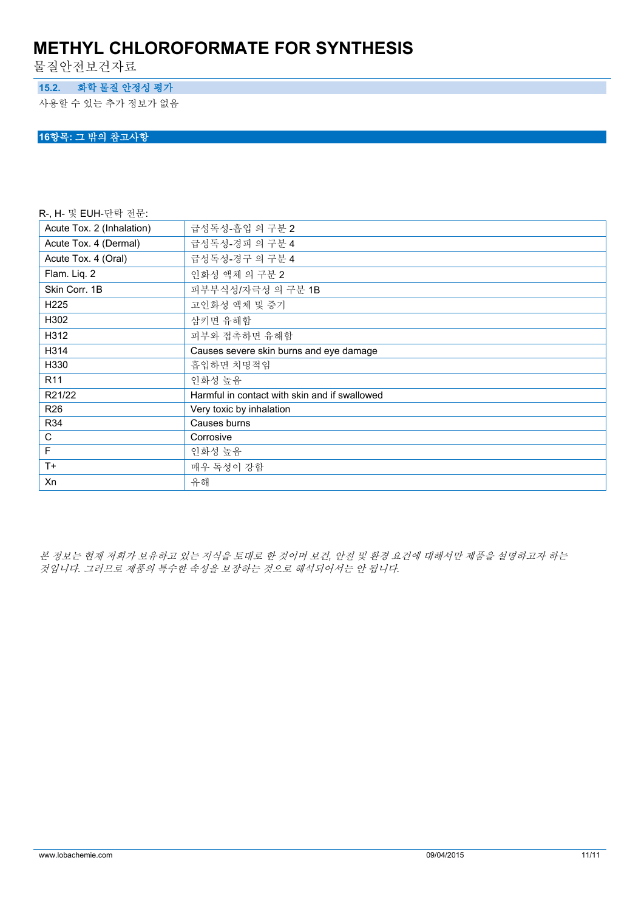### 15.2. 화학 물질 안정성 평가

사용할 수 있는 추가 정보가 없음

## 16항목: 그 밖의 참고사항

R-, H- 및 EUH-단락 전문:

| | |
|---|---|
| Acute Tox. 2 (Inhalation) | 급성독성-흡입 의 구분 2 |
| Acute Tox. 4 (Dermal) | 급성독성-경피 의 구분 4 |
| Acute Tox. 4 (Oral) | 급성독성-경구 의 구분 4 |
| Flam. Liq. 2 | 인화성 액체 의 구분 2 |
| Skin Corr. 1B | 피부부식성/자극성 의 구분 1B |
| H225 | 고인화성 액체 및 증기 |
| H302 | 삼키면 유해함 |
| H312 | 피부와 접촉하면 유해함 |
| H314 | Causes severe skin burns and eye damage |
| H330 | 흡입하면 치명적임 |
| R11 | 인화성 높음 |
| R21/22 | Harmful in contact with skin and if swallowed |
| R26 | Very toxic by inhalation |
| R34 | Causes burns |
| C | Corrosive |
| F | 인화성 높음 |
| T+ | 매우 독성이 강함 |
| Xn | 유해 |

*본 정보는 현재 저희가 보유하고 있는 지식을 토대로 한 것이며 보건, 안전 및 환경 요건에 대해서만 제품을 설명하고자 하는 것입니다. 그러므로 제품의 특수한 속성을 보장하는 것으로 해석되어서는 안 됩니다.*